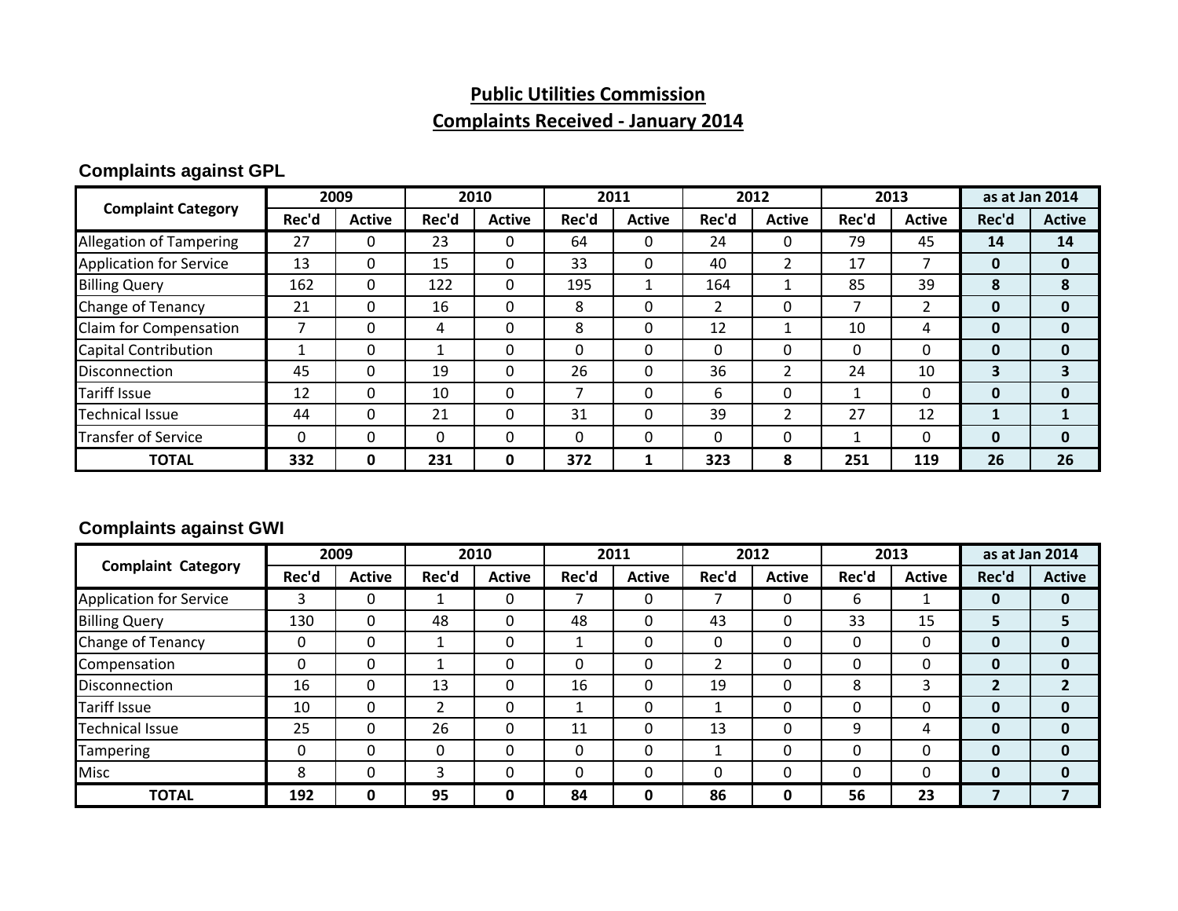# Public Utilities Commission

## Complaints Received - January 2014

### Complaints against GPL

| Complaint Category | 2009 | | 2010 | | 2011 | | 2012 | | 2013 | | as at Jan 2014 | |
|---|---|---|---|---|---|---|---|---|---|---|---|---|
| | Rec'd | Active | Rec'd | Active | Rec'd | Active | Rec'd | Active | Rec'd | Active | Rec'd | Active |
| Allegation of Tampering | 27 | 0 | 23 | 0 | 64 | 0 | 24 | 0 | 79 | 45 | **14** | **14** |
| Application for Service | 13 | 0 | 15 | 0 | 33 | 0 | 40 | 2 | 17 | 7 | **0** | **0** |
| Billing Query | 162 | 0 | 122 | 0 | 195 | 1 | 164 | 1 | 85 | 39 | **8** | **8** |
| Change of Tenancy | 21 | 0 | 16 | 0 | 8 | 0 | 2 | 0 | 7 | 2 | **0** | **0** |
| Claim for Compensation | 7 | 0 | 4 | 0 | 8 | 0 | 12 | 1 | 10 | 4 | **0** | **0** |
| Capital Contribution | 1 | 0 | 1 | 0 | 0 | 0 | 0 | 0 | 0 | 0 | **0** | **0** |
| Disconnection | 45 | 0 | 19 | 0 | 26 | 0 | 36 | 2 | 24 | 10 | **3** | **3** |
| Tariff Issue | 12 | 0 | 10 | 0 | 7 | 0 | 6 | 0 | 1 | 0 | **0** | **0** |
| Technical Issue | 44 | 0 | 21 | 0 | 31 | 0 | 39 | 2 | 27 | 12 | **1** | **1** |
| Transfer of Service | 0 | 0 | 0 | 0 | 0 | 0 | 0 | 0 | 1 | 0 | **0** | **0** |
| **TOTAL** | **332** | **0** | **231** | **0** | **372** | **1** | **323** | **8** | **251** | **119** | **26** | **26** |

### Complaints against GWI

| Complaint Category | 2009 | | 2010 | | 2011 | | 2012 | | 2013 | | as at Jan 2014 | |
|---|---|---|---|---|---|---|---|---|---|---|---|---|
| | Rec'd | Active | Rec'd | Active | Rec'd | Active | Rec'd | Active | Rec'd | Active | Rec'd | Active |
| Application for Service | 3 | 0 | 1 | 0 | 7 | 0 | 7 | 0 | 6 | 1 | **0** | **0** |
| Billing Query | 130 | 0 | 48 | 0 | 48 | 0 | 43 | 0 | 33 | 15 | **5** | **5** |
| Change of Tenancy | 0 | 0 | 1 | 0 | 1 | 0 | 0 | 0 | 0 | 0 | **0** | **0** |
| Compensation | 0 | 0 | 1 | 0 | 0 | 0 | 2 | 0 | 0 | 0 | **0** | **0** |
| Disconnection | 16 | 0 | 13 | 0 | 16 | 0 | 19 | 0 | 8 | 3 | **2** | **2** |
| Tariff Issue | 10 | 0 | 2 | 0 | 1 | 0 | 1 | 0 | 0 | 0 | **0** | **0** |
| Technical Issue | 25 | 0 | 26 | 0 | 11 | 0 | 13 | 0 | 9 | 4 | **0** | **0** |
| Tampering | 0 | 0 | 0 | 0 | 0 | 0 | 1 | 0 | 0 | 0 | **0** | **0** |
| Misc | 8 | 0 | 3 | 0 | 0 | 0 | 0 | 0 | 0 | 0 | **0** | **0** |
| **TOTAL** | **192** | **0** | **95** | **0** | **84** | **0** | **86** | **0** | **56** | **23** | **7** | **7** |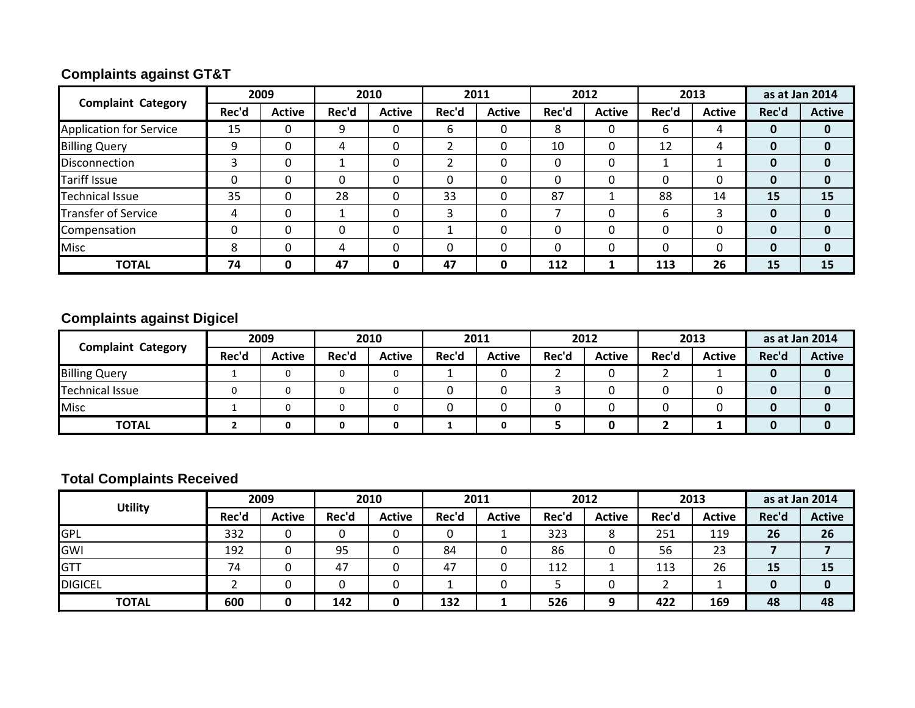### Complaints against GT&T

| Complaint Category | 2009 | | 2010 | | 2011 | | 2012 | | 2013 | | as at Jan 2014 | |
|---|---|---|---|---|---|---|---|---|---|---|---|---|
| | Rec'd | Active | Rec'd | Active | Rec'd | Active | Rec'd | Active | Rec'd | Active | Rec'd | Active |
| Application for Service | 15 | 0 | 9 | 0 | 6 | 0 | 8 | 0 | 6 | 4 | **0** | **0** |
| Billing Query | 9 | 0 | 4 | 0 | 2 | 0 | 10 | 0 | 12 | 4 | **0** | **0** |
| Disconnection | 3 | 0 | 1 | 0 | 2 | 0 | 0 | 0 | 1 | 1 | **0** | **0** |
| Tariff Issue | 0 | 0 | 0 | 0 | 0 | 0 | 0 | 0 | 0 | 0 | **0** | **0** |
| Technical Issue | 35 | 0 | 28 | 0 | 33 | 0 | 87 | 1 | 88 | 14 | **15** | **15** |
| Transfer of Service | 4 | 0 | 1 | 0 | 3 | 0 | 7 | 0 | 6 | 3 | **0** | **0** |
| Compensation | 0 | 0 | 0 | 0 | 1 | 0 | 0 | 0 | 0 | 0 | **0** | **0** |
| Misc | 8 | 0 | 4 | 0 | 0 | 0 | 0 | 0 | 0 | 0 | **0** | **0** |
| **TOTAL** | **74** | **0** | **47** | **0** | **47** | **0** | **112** | **1** | **113** | **26** | **15** | **15** |

### Complaints against Digicel

| Complaint Category | 2009 | | 2010 | | 2011 | | 2012 | | 2013 | | as at Jan 2014 | |
|---|---|---|---|---|---|---|---|---|---|---|---|---|
| | Rec'd | Active | Rec'd | Active | Rec'd | Active | Rec'd | Active | Rec'd | Active | Rec'd | Active |
| Billing Query | 1 | 0 | 0 | 0 | 1 | 0 | 2 | 0 | 2 | 1 | **0** | **0** |
| Technical Issue | 0 | 0 | 0 | 0 | 0 | 0 | 3 | 0 | 0 | 0 | **0** | **0** |
| Misc | 1 | 0 | 0 | 0 | 0 | 0 | 0 | 0 | 0 | 0 | **0** | **0** |
| **TOTAL** | **2** | **0** | **0** | **0** | **1** | **0** | **5** | **0** | **2** | **1** | **0** | **0** |

### Total Complaints Received

| Utility | 2009 | | 2010 | | 2011 | | 2012 | | 2013 | | as at Jan 2014 | |
|---|---|---|---|---|---|---|---|---|---|---|---|---|
| | Rec'd | Active | Rec'd | Active | Rec'd | Active | Rec'd | Active | Rec'd | Active | Rec'd | Active |
| GPL | 332 | 0 | 0 | 0 | 0 | 1 | 323 | 8 | 251 | 119 | **26** | **26** |
| GWI | 192 | 0 | 95 | 0 | 84 | 0 | 86 | 0 | 56 | 23 | **7** | **7** |
| GTT | 74 | 0 | 47 | 0 | 47 | 0 | 112 | 1 | 113 | 26 | **15** | **15** |
| DIGICEL | 2 | 0 | 0 | 0 | 1 | 0 | 5 | 0 | 2 | 1 | **0** | **0** |
| **TOTAL** | **600** | **0** | **142** | **0** | **132** | **1** | **526** | **9** | **422** | **169** | **48** | **48** |